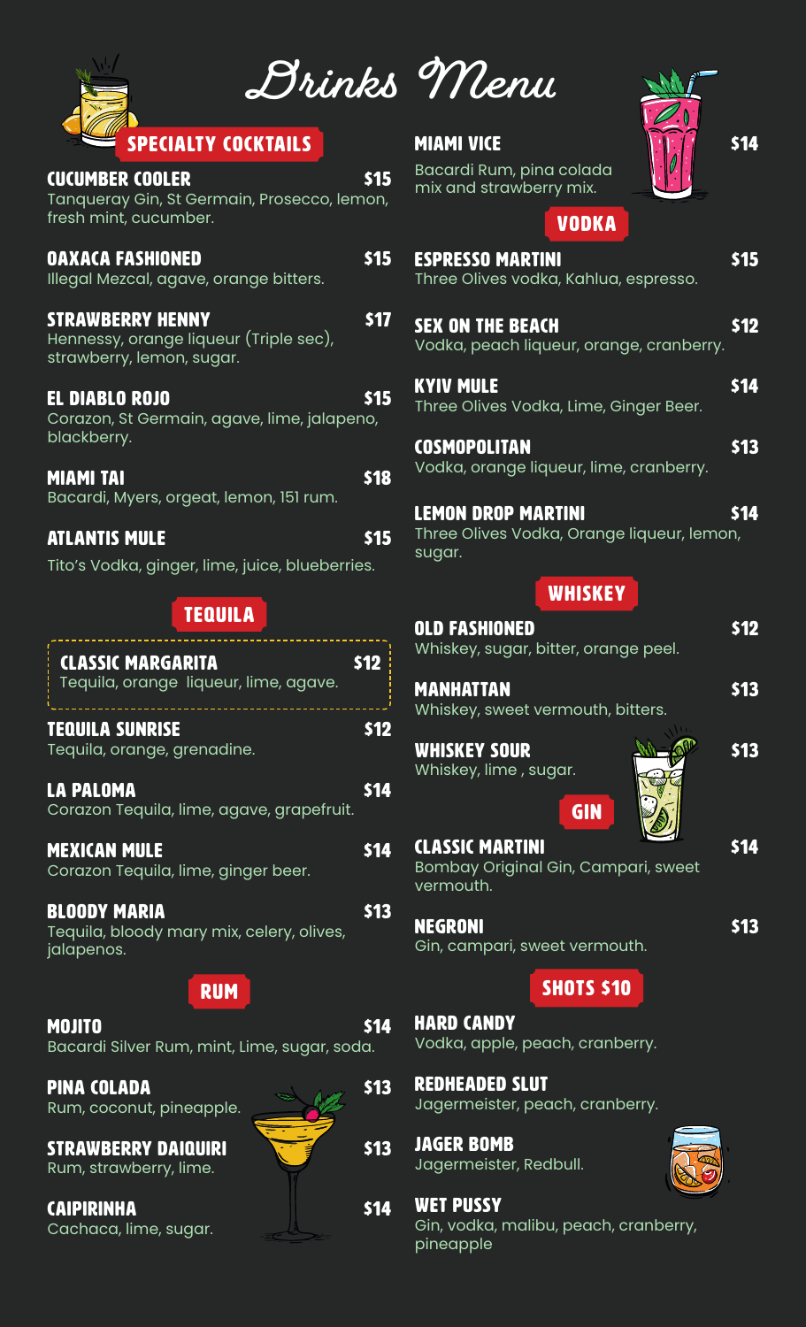# Drinks Menu

## SPECIALTY COCKTAILS

**CUCUMBER COOLER** $15
Tanqueray Gin, St Germain, Prosecco, lemon, fresh mint, cucumber.

**OAXACA FASHIONED** $15
Illegal Mezcal, agave, orange bitters.

**STRAWBERRY HENNY** $17
Hennessy, orange liqueur (Triple sec), strawberry, lemon, sugar.

**EL DIABLO ROJO** $15
Corazon, St Germain, agave, lime, jalapeno, blackberry.

**MIAMI TAI** $18
Bacardi, Myers, orgeat, lemon, 151 rum.

**ATLANTIS MULE** $15
Tito's Vodka, ginger, lime, juice, blueberries.

**MIAMI VICE** $14
Bacardi Rum, pina colada mix and strawberry mix.

## TEQUILA

**CLASSIC MARGARITA** $12
Tequila, orange liqueur, lime, agave.

**TEQUILA SUNRISE** $12
Tequila, orange, grenadine.

**LA PALOMA** $14
Corazon Tequila, lime, agave, grapefruit.

**MEXICAN MULE** $14
Corazon Tequila, lime, ginger beer.

**BLOODY MARIA** $13
Tequila, bloody mary mix, celery, olives, jalapenos.

## RUM

**MOJITO** $14
Bacardi Silver Rum, mint, Lime, sugar, soda.

**PINA COLADA** $13
Rum, coconut, pineapple.

**STRAWBERRY DAIQUIRI** $13
Rum, strawberry, lime.

**CAIPIRINHA** $14
Cachaca, lime, sugar.

## VODKA

**ESPRESSO MARTINI** $15
Three Olives vodka, Kahlua, espresso.

**SEX ON THE BEACH** $12
Vodka, peach liqueur, orange, cranberry.

**KYIV MULE** $14
Three Olives Vodka, Lime, Ginger Beer.

**COSMOPOLITAN** $13
Vodka, orange liqueur, lime, cranberry.

**LEMON DROP MARTINI** $14
Three Olives Vodka, Orange liqueur, lemon, sugar.

## WHISKEY

**OLD FASHIONED** $12
Whiskey, sugar, bitter, orange peel.

**MANHATTAN** $13
Whiskey, sweet vermouth, bitters.

**WHISKEY SOUR** $13
Whiskey, lime , sugar.

## GIN

**CLASSIC MARTINI** $14
Bombay Original Gin, Campari, sweet vermouth.

**NEGRONI** $13
Gin, campari, sweet vermouth.

## SHOTS $10

**HARD CANDY**
Vodka, apple, peach, cranberry.

**REDHEADED SLUT**
Jagermeister, peach, cranberry.

**JAGER BOMB**
Jagermeister, Redbull.

**WET PUSSY**
Gin, vodka, malibu, peach, cranberry, pineapple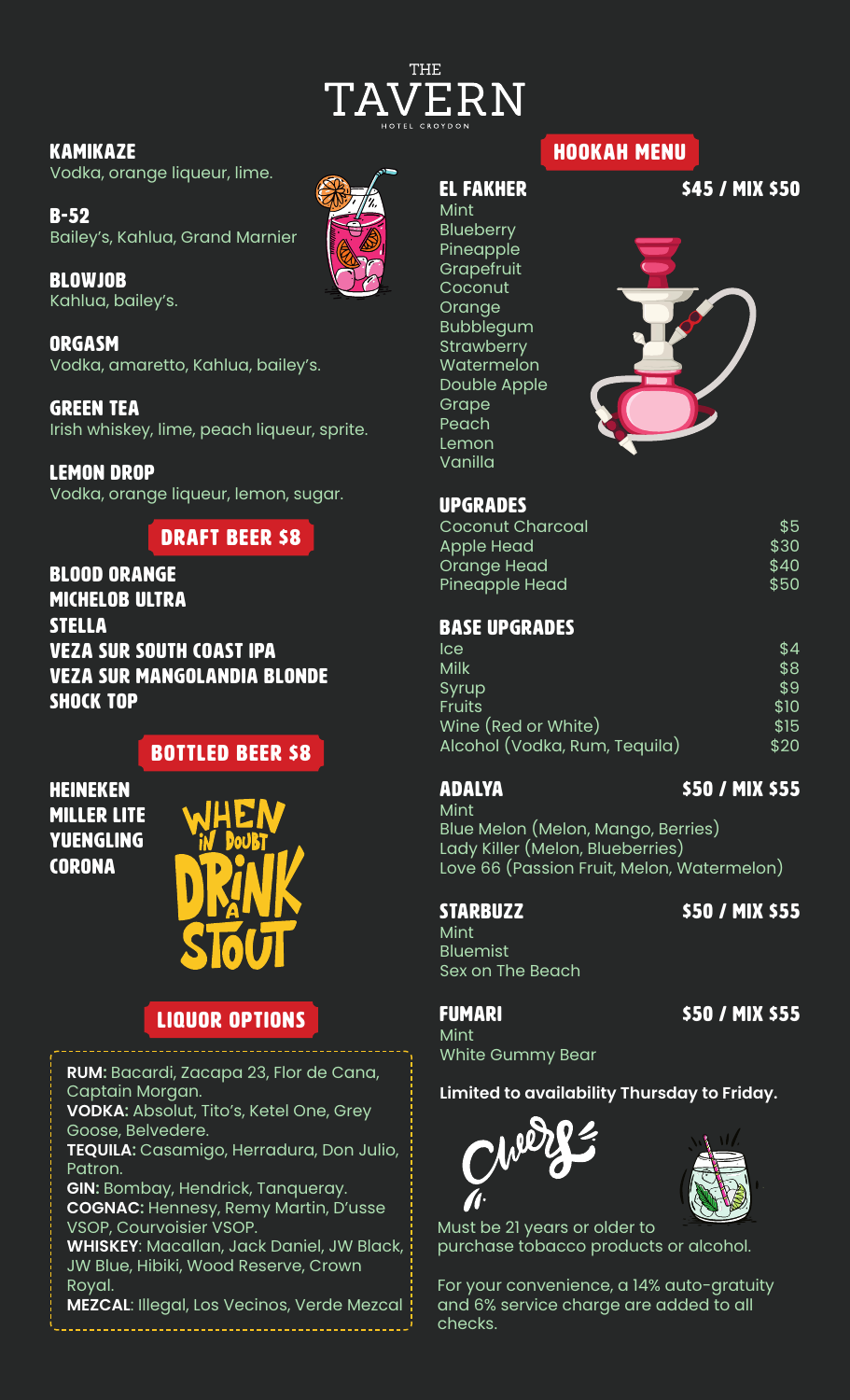# THE TAVERN

HOTEL CROYDON

## KAMIKAZE
Vodka, orange liqueur, lime.

## B-52
Bailey's, Kahlua, Grand Marnier

## BLOWJOB
Kahlua, bailey's.

## ORGASM
Vodka, amaretto, Kahlua, bailey's.

## GREEN TEA
Irish whiskey, lime, peach liqueur, sprite.

## LEMON DROP
Vodka, orange liqueur, lemon, sugar.

## DRAFT BEER $8

- BLOOD ORANGE
- MICHELOB ULTRA
- STELLA
- VEZA SUR SOUTH COAST IPA
- VEZA SUR MANGOLANDIA BLONDE
- SHOCK TOP

## BOTTLED BEER $8

- HEINEKEN
- MILLER LITE
- YUENGLING
- CORONA

WHEN iN DOUBT DRiNK A STOUT

## LIQUOR OPTIONS

**RUM:** Bacardi, Zacapa 23, Flor de Cana, Captain Morgan.
**VODKA:** Absolut, Tito's, Ketel One, Grey Goose, Belvedere.
**TEQUILA:** Casamigo, Herradura, Don Julio, Patron.
**GIN:** Bombay, Hendrick, Tanqueray.
**COGNAC:** Hennesy, Remy Martin, D'usse VSOP, Courvoisier VSOP.
**WHISKEY**: Macallan, Jack Daniel, JW Black, JW Blue, Hibiki, Wood Reserve, Crown Royal.
**MEZCAL**: Illegal, Los Vecinos, Verde Mezcal

## HOOKAH MENU

### EL FAKHER — $45 / MIX $50

Mint
Blueberry
Pineapple
Grapefruit
Coconut
Orange
Bubblegum
Strawberry
Watermelon
Double Apple
Grape
Peach
Lemon
Vanilla

### UPGRADES

| | |
|---|---|
| Coconut Charcoal | $5 |
| Apple Head | $30 |
| Orange Head | $40 |
| Pineapple Head | $50 |

### BASE UPGRADES

| | |
|---|---|
| Ice | $4 |
| Milk | $8 |
| Syrup | $9 |
| Fruits | $10 |
| Wine (Red or White) | $15 |
| Alcohol (Vodka, Rum, Tequila) | $20 |

### ADALYA — $50 / MIX $55

Mint
Blue Melon (Melon, Mango, Berries)
Lady Killer (Melon, Blueberries)
Love 66 (Passion Fruit, Melon, Watermelon)

### STARBUZZ — $50 / MIX $55

Mint
Bluemist
Sex on The Beach

### FUMARI — $50 / MIX $55

Mint
White Gummy Bear

**Limited to availability Thursday to Friday.**

Cheers!

Must be 21 years or older to purchase tobacco products or alcohol.

For your convenience, a 14% auto-gratuity and 6% service charge are added to all checks.